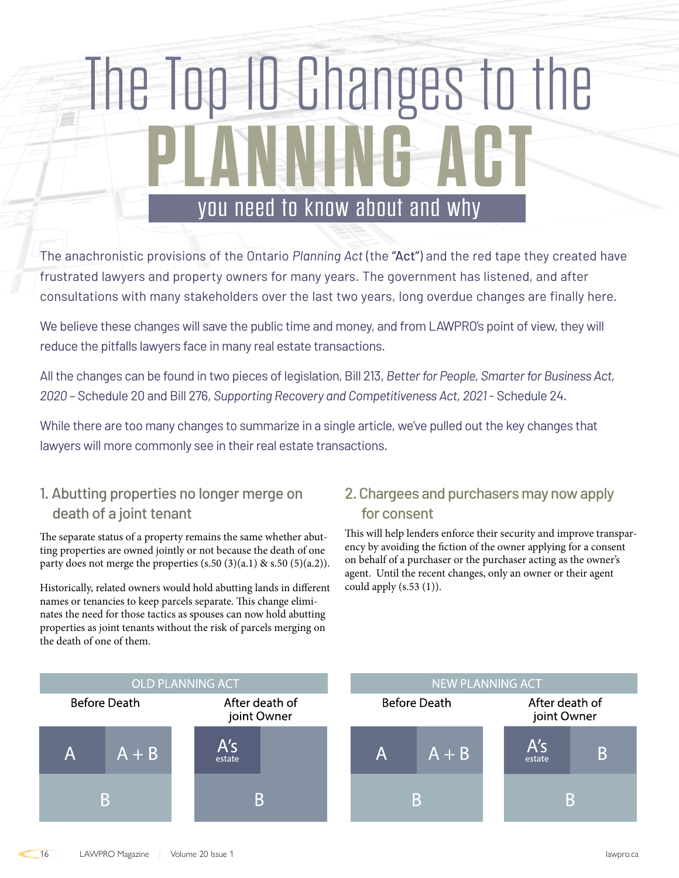# The Top 10 Changes to the PLANNING ACT

## you need to know about and why

The anachronistic provisions of the Ontario *Planning Act* (the "Act") and the red tape they created have frustrated lawyers and property owners for many years. The government has listened, and after consultations with many stakeholders over the last two years, long overdue changes are finally here.

We believe these changes will save the public time and money, and from LAWPRO's point of view, they will reduce the pitfalls lawyers face in many real estate transactions.

All the changes can be found in two pieces of legislation, Bill 213, *Better for People, Smarter for Business Act, 2020* – Schedule 20 and Bill 276, *Supporting Recovery and Competitiveness Act, 2021* – Schedule 24.

While there are too many changes to summarize in a single article, we've pulled out the key changes that lawyers will more commonly see in their real estate transactions.

### 1. Abutting properties no longer merge on death of a joint tenant

The separate status of a property remains the same whether abutting properties are owned jointly or not because the death of one party does not merge the properties (s.50 (3)(a.1) & s.50 (5)(a.2)).

Historically, related owners would hold abutting lands in different names or tenancies to keep parcels separate. This change eliminates the need for those tactics as spouses can now hold abutting properties as joint tenants without the risk of parcels merging on the death of one of them.

### 2. Chargees and purchasers may now apply for consent

This will help lenders enforce their security and improve transparency by avoiding the fiction of the owner applying for a consent on behalf of a purchaser or the purchaser acting as the owner's agent. Until the recent changes, only an owner or their agent could apply (s.53 (1)).

**OLD PLANNING ACT**

| Before Death | | After death of joint Owner |
|---|---|---|
| A | A + B | A's estate (merged with B) |
| B | | B |

**NEW PLANNING ACT**

| Before Death | | After death of joint Owner | |
|---|---|---|---|
| A | A + B | A's estate | B |
| B | | B | |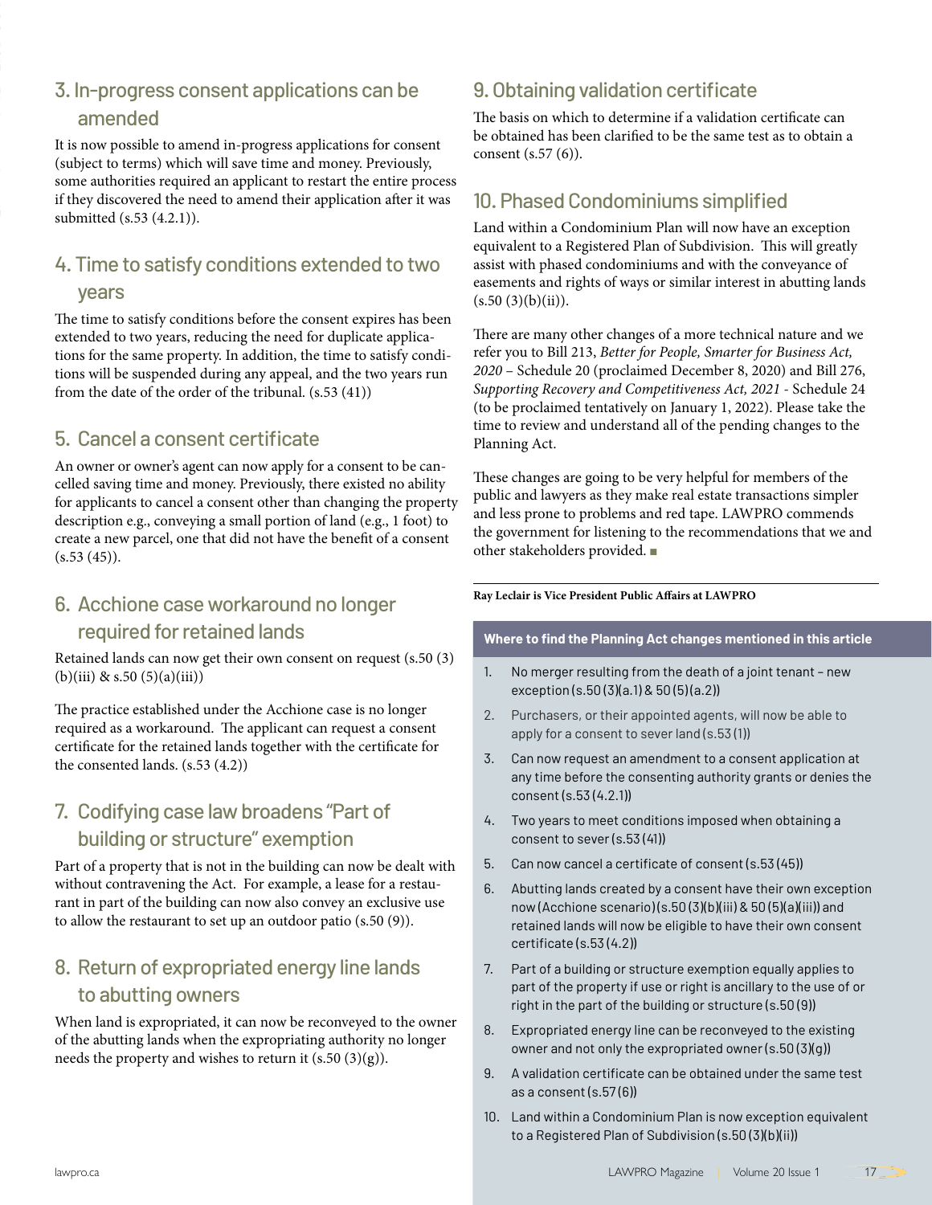## 3. In-progress consent applications can be amended

It is now possible to amend in-progress applications for consent (subject to terms) which will save time and money. Previously, some authorities required an applicant to restart the entire process if they discovered the need to amend their application after it was submitted (s.53 (4.2.1)).

## 4. Time to satisfy conditions extended to two years

The time to satisfy conditions before the consent expires has been extended to two years, reducing the need for duplicate applications for the same property. In addition, the time to satisfy conditions will be suspended during any appeal, and the two years run from the date of the order of the tribunal. (s.53 (41))

## 5. Cancel a consent certificate

An owner or owner's agent can now apply for a consent to be cancelled saving time and money. Previously, there existed no ability for applicants to cancel a consent other than changing the property description e.g., conveying a small portion of land (e.g., 1 foot) to create a new parcel, one that did not have the benefit of a consent (s.53 (45)).

## 6. Acchione case workaround no longer required for retained lands

Retained lands can now get their own consent on request (s.50 (3)(b)(iii) & s.50 (5)(a)(iii))

The practice established under the Acchione case is no longer required as a workaround. The applicant can request a consent certificate for the retained lands together with the certificate for the consented lands. (s.53 (4.2))

## 7. Codifying case law broadens "Part of building or structure" exemption

Part of a property that is not in the building can now be dealt with without contravening the Act. For example, a lease for a restaurant in part of the building can now also convey an exclusive use to allow the restaurant to set up an outdoor patio (s.50 (9)).

## 8. Return of expropriated energy line lands to abutting owners

When land is expropriated, it can now be reconveyed to the owner of the abutting lands when the expropriating authority no longer needs the property and wishes to return it (s.50 (3)(g)).

## 9. Obtaining validation certificate

The basis on which to determine if a validation certificate can be obtained has been clarified to be the same test as to obtain a consent (s.57 (6)).

## 10. Phased Condominiums simplified

Land within a Condominium Plan will now have an exception equivalent to a Registered Plan of Subdivision. This will greatly assist with phased condominiums and with the conveyance of easements and rights of ways or similar interest in abutting lands (s.50 (3)(b)(ii)).

There are many other changes of a more technical nature and we refer you to Bill 213, *Better for People, Smarter for Business Act, 2020* – Schedule 20 (proclaimed December 8, 2020) and Bill 276, *Supporting Recovery and Competitiveness Act, 2021* - Schedule 24 (to be proclaimed tentatively on January 1, 2022). Please take the time to review and understand all of the pending changes to the Planning Act.

These changes are going to be very helpful for members of the public and lawyers as they make real estate transactions simpler and less prone to problems and red tape. LAWPRO commends the government for listening to the recommendations that we and other stakeholders provided. ■

**Ray Leclair is Vice President Public Affairs at LAWPRO**

**Where to find the Planning Act changes mentioned in this article**

1. No merger resulting from the death of a joint tenant – new exception (s.50 (3)(a.1) & 50 (5)(a.2))
2. Purchasers, or their appointed agents, will now be able to apply for a consent to sever land (s.53 (1))
3. Can now request an amendment to a consent application at any time before the consenting authority grants or denies the consent (s.53 (4.2.1))
4. Two years to meet conditions imposed when obtaining a consent to sever (s.53 (41))
5. Can now cancel a certificate of consent (s.53 (45))
6. Abutting lands created by a consent have their own exception now (Acchione scenario) (s.50 (3)(b)(iii) & 50 (5)(a)(iii)) and retained lands will now be eligible to have their own consent certificate (s.53 (4.2))
7. Part of a building or structure exemption equally applies to part of the property if use or right is ancillary to the use of or right in the part of the building or structure (s.50 (9))
8. Expropriated energy line can be reconveyed to the existing owner and not only the expropriated owner (s.50 (3)(g))
9. A validation certificate can be obtained under the same test as a consent (s.57 (6))
10. Land within a Condominium Plan is now exception equivalent to a Registered Plan of Subdivision (s.50 (3)(b)(ii))